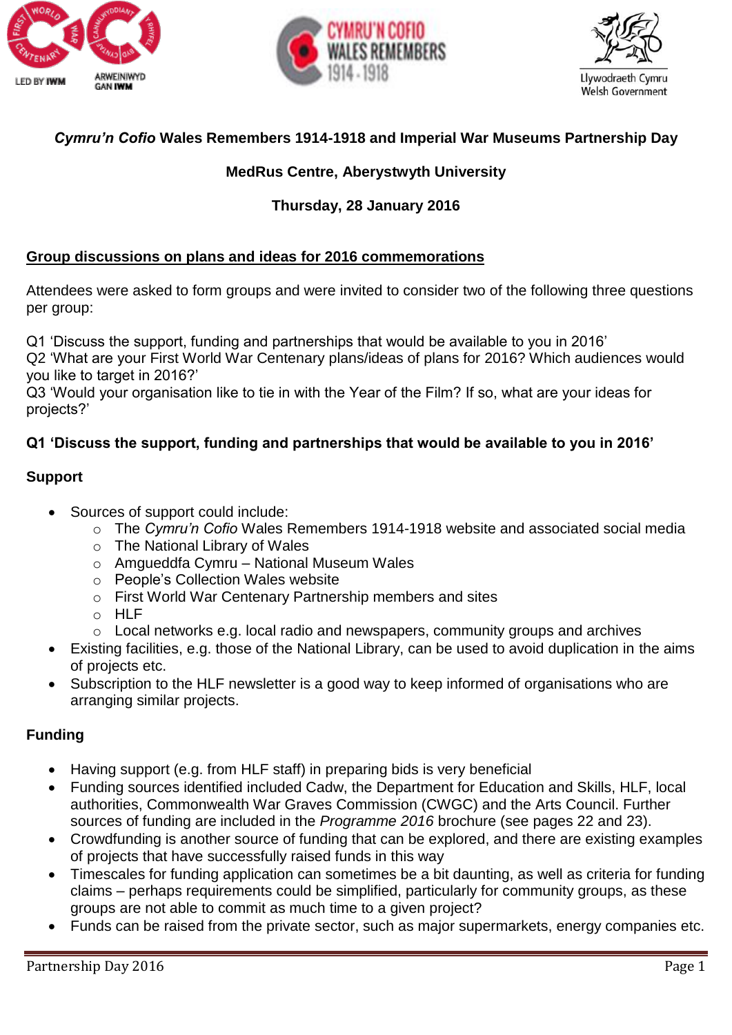**_Cymru'n Cofio_ Wales Remembers 1914-1918 and Imperial War Museums Partnership Day**

**MedRus Centre, Aberystwyth University**

**Thursday, 28 January 2016**

## Group discussions on plans and ideas for 2016 commemorations

Attendees were asked to form groups and were invited to consider two of the following three questions per group:

Q1 'Discuss the support, funding and partnerships that would be available to you in 2016'
Q2 'What are your First World War Centenary plans/ideas of plans for 2016? Which audiences would you like to target in 2016?'
Q3 'Would your organisation like to tie in with the Year of the Film? If so, what are your ideas for projects?'

### Q1 'Discuss the support, funding and partnerships that would be available to you in 2016'

#### Support

- Sources of support could include:
  - The *Cymru'n Cofio* Wales Remembers 1914-1918 website and associated social media
  - The National Library of Wales
  - Amgueddfa Cymru – National Museum Wales
  - People's Collection Wales website
  - First World War Centenary Partnership members and sites
  - HLF
  - Local networks e.g. local radio and newspapers, community groups and archives
- Existing facilities, e.g. those of the National Library, can be used to avoid duplication in the aims of projects etc.
- Subscription to the HLF newsletter is a good way to keep informed of organisations who are arranging similar projects.

#### Funding

- Having support (e.g. from HLF staff) in preparing bids is very beneficial
- Funding sources identified included Cadw, the Department for Education and Skills, HLF, local authorities, Commonwealth War Graves Commission (CWGC) and the Arts Council. Further sources of funding are included in the *Programme 2016* brochure (see pages 22 and 23).
- Crowdfunding is another source of funding that can be explored, and there are existing examples of projects that have successfully raised funds in this way
- Timescales for funding application can sometimes be a bit daunting, as well as criteria for funding claims – perhaps requirements could be simplified, particularly for community groups, as these groups are not able to commit as much time to a given project?
- Funds can be raised from the private sector, such as major supermarkets, energy companies etc.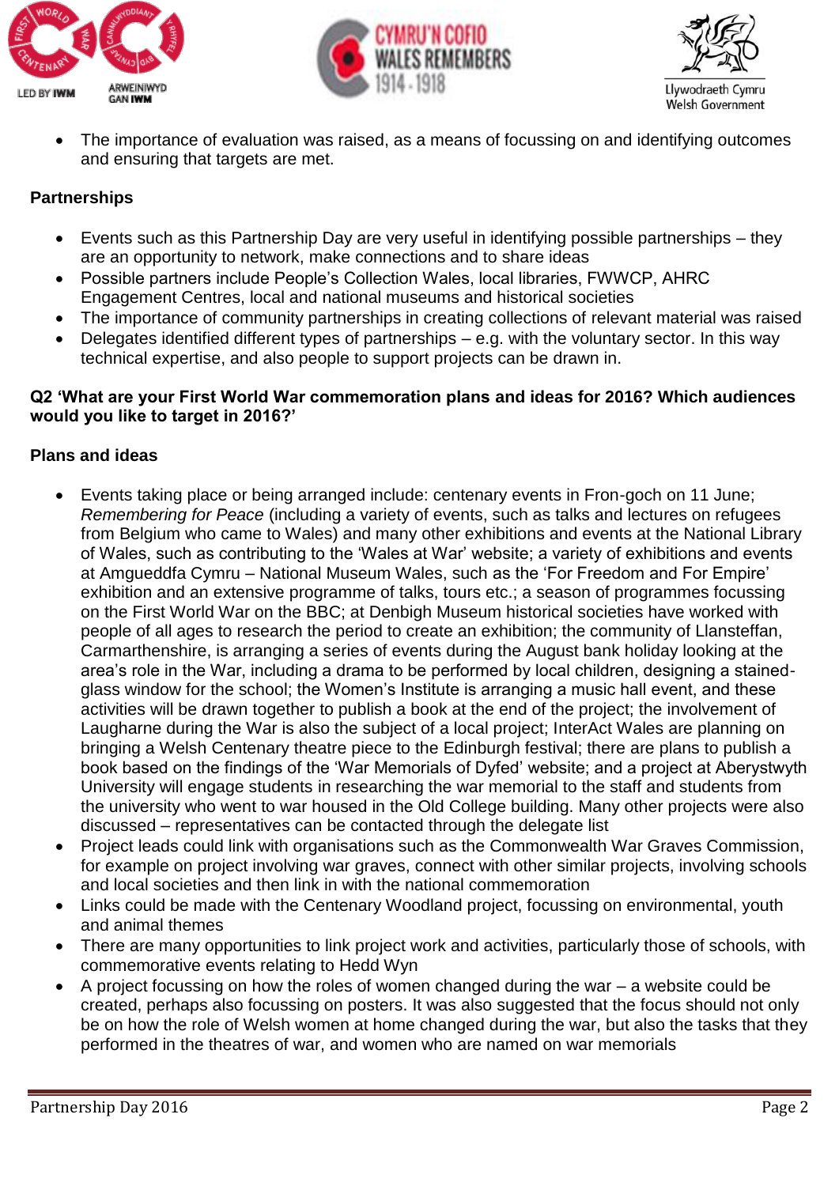- The importance of evaluation was raised, as a means of focussing on and identifying outcomes and ensuring that targets are met.

**Partnerships**

- Events such as this Partnership Day are very useful in identifying possible partnerships – they are an opportunity to network, make connections and to share ideas
- Possible partners include People's Collection Wales, local libraries, FWWCP, AHRC Engagement Centres, local and national museums and historical societies
- The importance of community partnerships in creating collections of relevant material was raised
- Delegates identified different types of partnerships – e.g. with the voluntary sector. In this way technical expertise, and also people to support projects can be drawn in.

**Q2 'What are your First World War commemoration plans and ideas for 2016? Which audiences would you like to target in 2016?'**

**Plans and ideas**

- Events taking place or being arranged include: centenary events in Fron-goch on 11 June; *Remembering for Peace* (including a variety of events, such as talks and lectures on refugees from Belgium who came to Wales) and many other exhibitions and events at the National Library of Wales, such as contributing to the 'Wales at War' website; a variety of exhibitions and events at Amgueddfa Cymru – National Museum Wales, such as the 'For Freedom and For Empire' exhibition and an extensive programme of talks, tours etc.; a season of programmes focussing on the First World War on the BBC; at Denbigh Museum historical societies have worked with people of all ages to research the period to create an exhibition; the community of Llansteffan, Carmarthenshire, is arranging a series of events during the August bank holiday looking at the area's role in the War, including a drama to be performed by local children, designing a stained-glass window for the school; the Women's Institute is arranging a music hall event, and these activities will be drawn together to publish a book at the end of the project; the involvement of Laugharne during the War is also the subject of a local project; InterAct Wales are planning on bringing a Welsh Centenary theatre piece to the Edinburgh festival; there are plans to publish a book based on the findings of the 'War Memorials of Dyfed' website; and a project at Aberystwyth University will engage students in researching the war memorial to the staff and students from the university who went to war housed in the Old College building. Many other projects were also discussed – representatives can be contacted through the delegate list
- Project leads could link with organisations such as the Commonwealth War Graves Commission, for example on project involving war graves, connect with other similar projects, involving schools and local societies and then link in with the national commemoration
- Links could be made with the Centenary Woodland project, focussing on environmental, youth and animal themes
- There are many opportunities to link project work and activities, particularly those of schools, with commemorative events relating to Hedd Wyn
- A project focussing on how the roles of women changed during the war – a website could be created, perhaps also focussing on posters. It was also suggested that the focus should not only be on how the role of Welsh women at home changed during the war, but also the tasks that they performed in the theatres of war, and women who are named on war memorials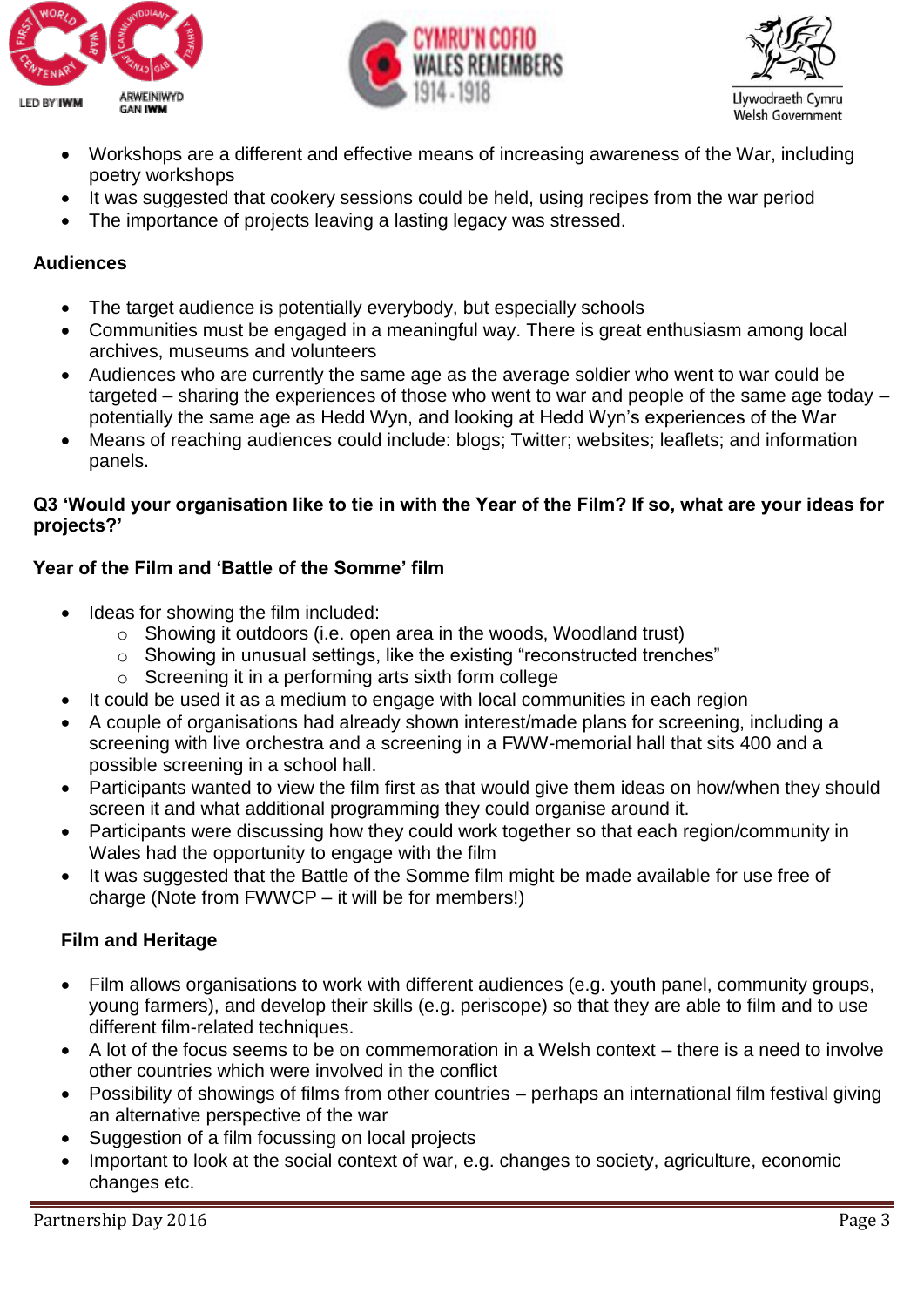- Workshops are a different and effective means of increasing awareness of the War, including poetry workshops
- It was suggested that cookery sessions could be held, using recipes from the war period
- The importance of projects leaving a lasting legacy was stressed.

**Audiences**

- The target audience is potentially everybody, but especially schools
- Communities must be engaged in a meaningful way. There is great enthusiasm among local archives, museums and volunteers
- Audiences who are currently the same age as the average soldier who went to war could be targeted – sharing the experiences of those who went to war and people of the same age today – potentially the same age as Hedd Wyn, and looking at Hedd Wyn's experiences of the War
- Means of reaching audiences could include: blogs; Twitter; websites; leaflets; and information panels.

**Q3 'Would your organisation like to tie in with the Year of the Film? If so, what are your ideas for projects?'**

**Year of the Film and 'Battle of the Somme' film**

- Ideas for showing the film included:
  - Showing it outdoors (i.e. open area in the woods, Woodland trust)
  - Showing in unusual settings, like the existing "reconstructed trenches"
  - Screening it in a performing arts sixth form college
- It could be used it as a medium to engage with local communities in each region
- A couple of organisations had already shown interest/made plans for screening, including a screening with live orchestra and a screening in a FWW-memorial hall that sits 400 and a possible screening in a school hall.
- Participants wanted to view the film first as that would give them ideas on how/when they should screen it and what additional programming they could organise around it.
- Participants were discussing how they could work together so that each region/community in Wales had the opportunity to engage with the film
- It was suggested that the Battle of the Somme film might be made available for use free of charge (Note from FWWCP – it will be for members!)

**Film and Heritage**

- Film allows organisations to work with different audiences (e.g. youth panel, community groups, young farmers), and develop their skills (e.g. periscope) so that they are able to film and to use different film-related techniques.
- A lot of the focus seems to be on commemoration in a Welsh context – there is a need to involve other countries which were involved in the conflict
- Possibility of showings of films from other countries – perhaps an international film festival giving an alternative perspective of the war
- Suggestion of a film focussing on local projects
- Important to look at the social context of war, e.g. changes to society, agriculture, economic changes etc.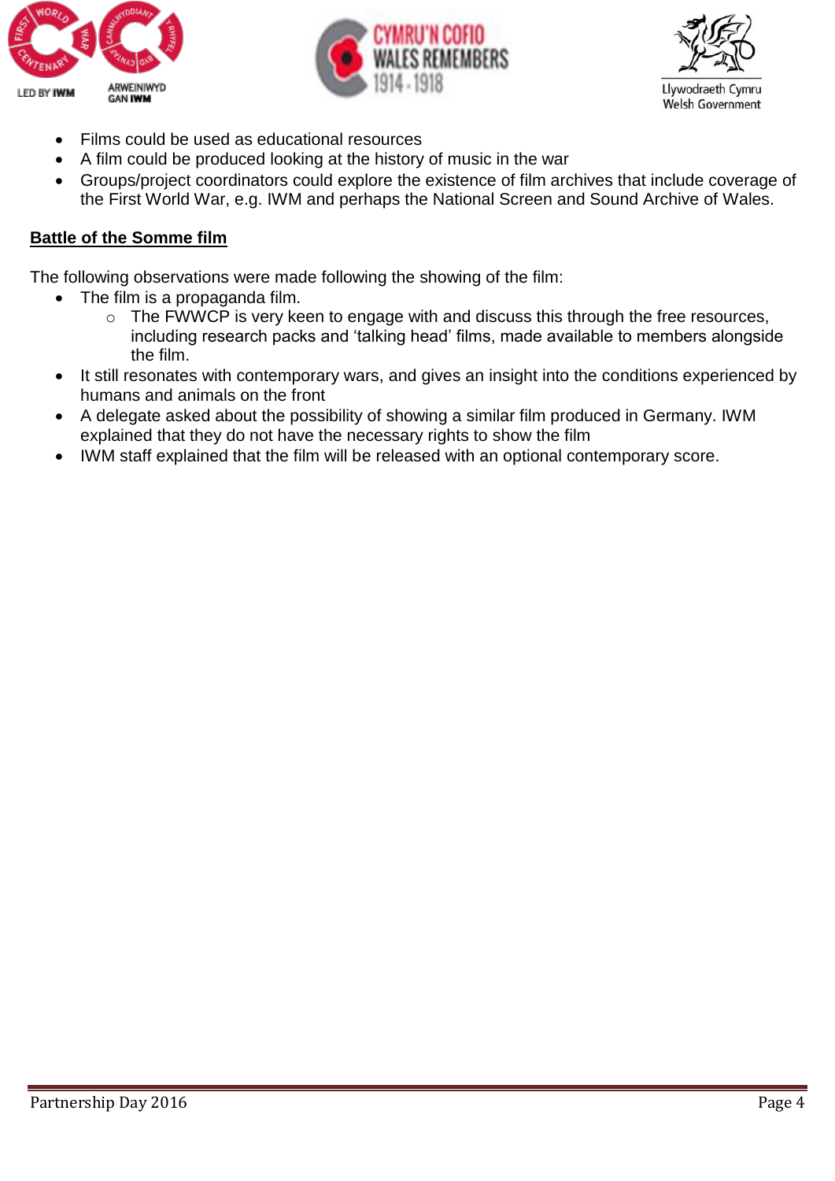- Films could be used as educational resources
- A film could be produced looking at the history of music in the war
- Groups/project coordinators could explore the existence of film archives that include coverage of the First World War, e.g. IWM and perhaps the National Screen and Sound Archive of Wales.

**Battle of the Somme film**

The following observations were made following the showing of the film:

- The film is a propaganda film.
    - The FWWCP is very keen to engage with and discuss this through the free resources, including research packs and 'talking head' films, made available to members alongside the film.
- It still resonates with contemporary wars, and gives an insight into the conditions experienced by humans and animals on the front
- A delegate asked about the possibility of showing a similar film produced in Germany. IWM explained that they do not have the necessary rights to show the film
- IWM staff explained that the film will be released with an optional contemporary score.